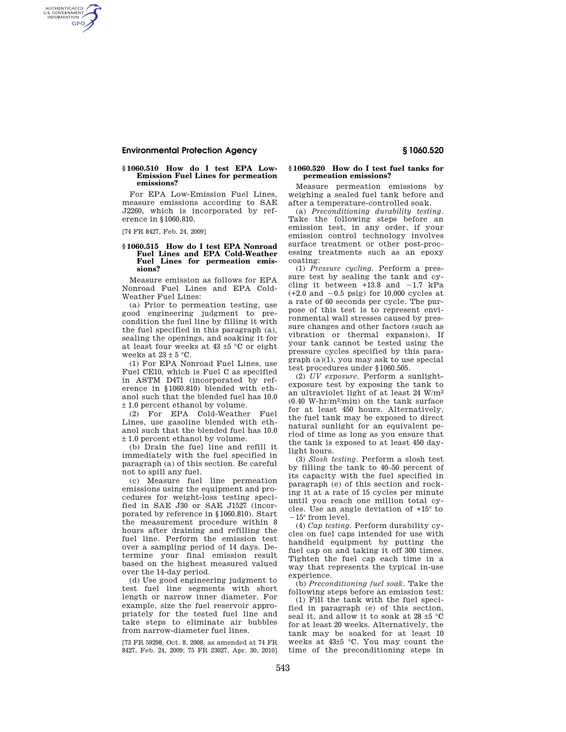### § 1060.510 How do I test EPA Low-Emission Fuel Lines for permeation emissions?

For EPA Low-Emission Fuel Lines, measure emissions according to SAE J2260, which is incorporated by reference in §1060.810.

[74 FR 8427, Feb. 24, 2009]

### § 1060.515 How do I test EPA Nonroad Fuel Lines and EPA Cold-Weather Fuel Lines for permeation emissions?

Measure emission as follows for EPA Nonroad Fuel Lines and EPA Cold-Weather Fuel Lines:

(a) Prior to permeation testing, use good engineering judgment to precondition the fuel line by filling it with the fuel specified in this paragraph (a), sealing the openings, and soaking it for at least four weeks at 43 ±5 °C or eight weeks at 23 ± 5 °C.

(1) For EPA Nonroad Fuel Lines, use Fuel CE10, which is Fuel C as specified in ASTM D471 (incorporated by reference in §1060.810) blended with ethanol such that the blended fuel has 10.0 ± 1.0 percent ethanol by volume.

(2) For EPA Cold-Weather Fuel Lines, use gasoline blended with ethanol such that the blended fuel has 10.0 ± 1.0 percent ethanol by volume.

(b) Drain the fuel line and refill it immediately with the fuel specified in paragraph (a) of this section. Be careful not to spill any fuel.

(c) Measure fuel line permeation emissions using the equipment and procedures for weight-loss testing specified in SAE J30 or SAE J1527 (incorporated by reference in §1060.810). Start the measurement procedure within 8 hours after draining and refilling the fuel line. Perform the emission test over a sampling period of 14 days. Determine your final emission result based on the highest measured valued over the 14-day period.

(d) Use good engineering judgment to test fuel line segments with short length or narrow inner diameter. For example, size the fuel reservoir appropriately for the tested fuel line and take steps to eliminate air bubbles from narrow-diameter fuel lines.

[73 FR 59298, Oct. 8, 2008, as amended at 74 FR 8427, Feb. 24, 2009; 75 FR 23027, Apr. 30, 2010]

### § 1060.520 How do I test fuel tanks for permeation emissions?

Measure permeation emissions by weighing a sealed fuel tank before and after a temperature-controlled soak.

(a) *Preconditioning durability testing.* Take the following steps before an emission test, in any order, if your emission control technology involves surface treatment or other post-processing treatments such as an epoxy coating:

(1) *Pressure cycling.* Perform a pressure test by sealing the tank and cycling it between +13.8 and −1.7 kPa (+2.0 and −0.5 psig) for 10,000 cycles at a rate of 60 seconds per cycle. The purpose of this test is to represent environmental wall stresses caused by pressure changes and other factors (such as vibration or thermal expansion). If your tank cannot be tested using the pressure cycles specified by this paragraph (a)(1), you may ask to use special test procedures under §1060.505.

(2) *UV exposure.* Perform a sunlight-exposure test by exposing the tank to an ultraviolet light of at least 24 W/m$^2$ (0.40 W-hr/m$^2$/min) on the tank surface for at least 450 hours. Alternatively, the fuel tank may be exposed to direct natural sunlight for an equivalent period of time as long as you ensure that the tank is exposed to at least 450 daylight hours.

(3) *Slosh testing.* Perform a slosh test by filling the tank to 40–50 percent of its capacity with the fuel specified in paragraph (e) of this section and rocking it at a rate of 15 cycles per minute until you reach one million total cycles. Use an angle deviation of +15° to −15° from level.

(4) *Cap testing.* Perform durability cycles on fuel caps intended for use with handheld equipment by putting the fuel cap on and taking it off 300 times. Tighten the fuel cap each time in a way that represents the typical in-use experience.

(b) *Preconditioning fuel soak.* Take the following steps before an emission test:

(1) Fill the tank with the fuel specified in paragraph (e) of this section, seal it, and allow it to soak at 28 ±5 °C for at least 20 weeks. Alternatively, the tank may be soaked for at least 10 weeks at 43±5 °C. You may count the time of the preconditioning steps in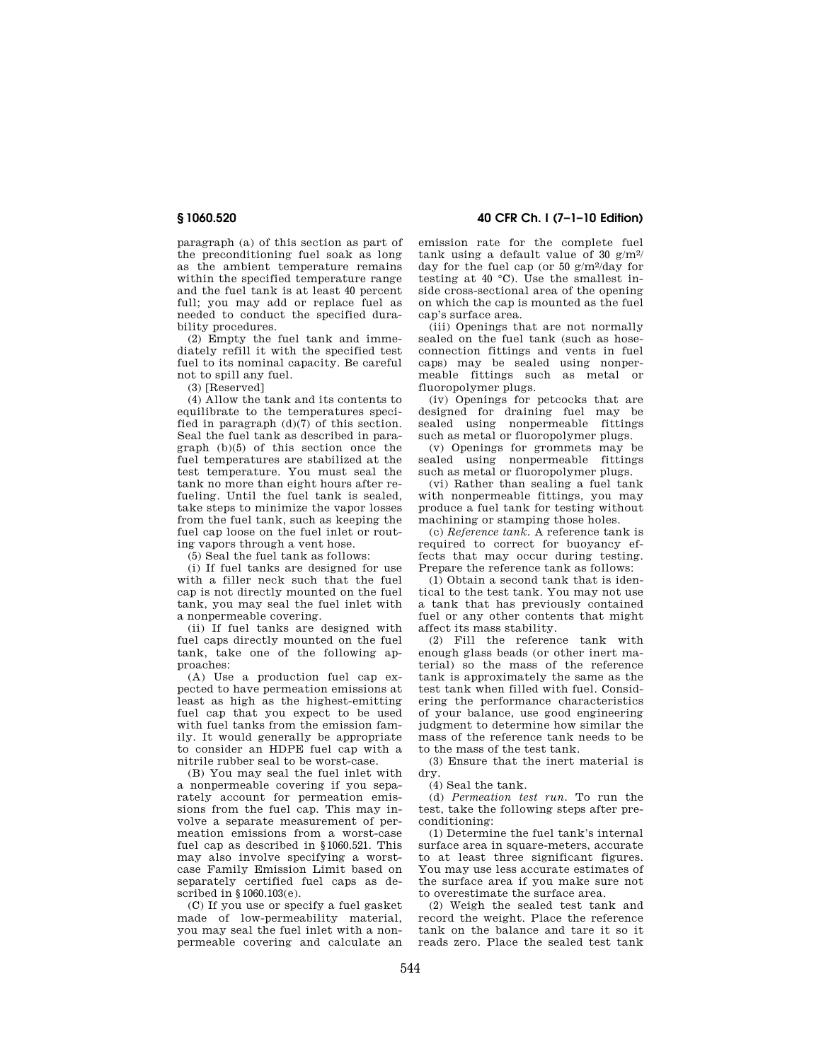paragraph (a) of this section as part of the preconditioning fuel soak as long as the ambient temperature remains within the specified temperature range and the fuel tank is at least 40 percent full; you may add or replace fuel as needed to conduct the specified durability procedures.

(2) Empty the fuel tank and immediately refill it with the specified test fuel to its nominal capacity. Be careful not to spill any fuel.

(3) [Reserved]

(4) Allow the tank and its contents to equilibrate to the temperatures specified in paragraph (d)(7) of this section. Seal the fuel tank as described in paragraph (b)(5) of this section once the fuel temperatures are stabilized at the test temperature. You must seal the tank no more than eight hours after refueling. Until the fuel tank is sealed, take steps to minimize the vapor losses from the fuel tank, such as keeping the fuel cap loose on the fuel inlet or routing vapors through a vent hose.

(5) Seal the fuel tank as follows:

(i) If fuel tanks are designed for use with a filler neck such that the fuel cap is not directly mounted on the fuel tank, you may seal the fuel inlet with a nonpermeable covering.

(ii) If fuel tanks are designed with fuel caps directly mounted on the fuel tank, take one of the following approaches:

(A) Use a production fuel cap expected to have permeation emissions at least as high as the highest-emitting fuel cap that you expect to be used with fuel tanks from the emission family. It would generally be appropriate to consider an HDPE fuel cap with a nitrile rubber seal to be worst-case.

(B) You may seal the fuel inlet with a nonpermeable covering if you separately account for permeation emissions from the fuel cap. This may involve a separate measurement of permeation emissions from a worst-case fuel cap as described in §1060.521. This may also involve specifying a worst-case Family Emission Limit based on separately certified fuel caps as described in §1060.103(e).

(C) If you use or specify a fuel gasket made of low-permeability material, you may seal the fuel inlet with a nonpermeable covering and calculate an emission rate for the complete fuel tank using a default value of 30 g/m²/day for the fuel cap (or 50 g/m²/day for testing at 40 °C). Use the smallest inside cross-sectional area of the opening on which the cap is mounted as the fuel cap's surface area.

(iii) Openings that are not normally sealed on the fuel tank (such as hose-connection fittings and vents in fuel caps) may be sealed using nonpermeable fittings such as metal or fluoropolymer plugs.

(iv) Openings for petcocks that are designed for draining fuel may be sealed using nonpermeable fittings such as metal or fluoropolymer plugs.

(v) Openings for grommets may be sealed using nonpermeable fittings such as metal or fluoropolymer plugs.

(vi) Rather than sealing a fuel tank with nonpermeable fittings, you may produce a fuel tank for testing without machining or stamping those holes.

(c) *Reference tank.* A reference tank is required to correct for buoyancy effects that may occur during testing. Prepare the reference tank as follows:

(1) Obtain a second tank that is identical to the test tank. You may not use a tank that has previously contained fuel or any other contents that might affect its mass stability.

(2) Fill the reference tank with enough glass beads (or other inert material) so the mass of the reference tank is approximately the same as the test tank when filled with fuel. Considering the performance characteristics of your balance, use good engineering judgment to determine how similar the mass of the reference tank needs to be to the mass of the test tank.

(3) Ensure that the inert material is dry.

(4) Seal the tank.

(d) *Permeation test run.* To run the test, take the following steps after preconditioning:

(1) Determine the fuel tank's internal surface area in square-meters, accurate to at least three significant figures. You may use less accurate estimates of the surface area if you make sure not to overestimate the surface area.

(2) Weigh the sealed test tank and record the weight. Place the reference tank on the balance and tare it so it reads zero. Place the sealed test tank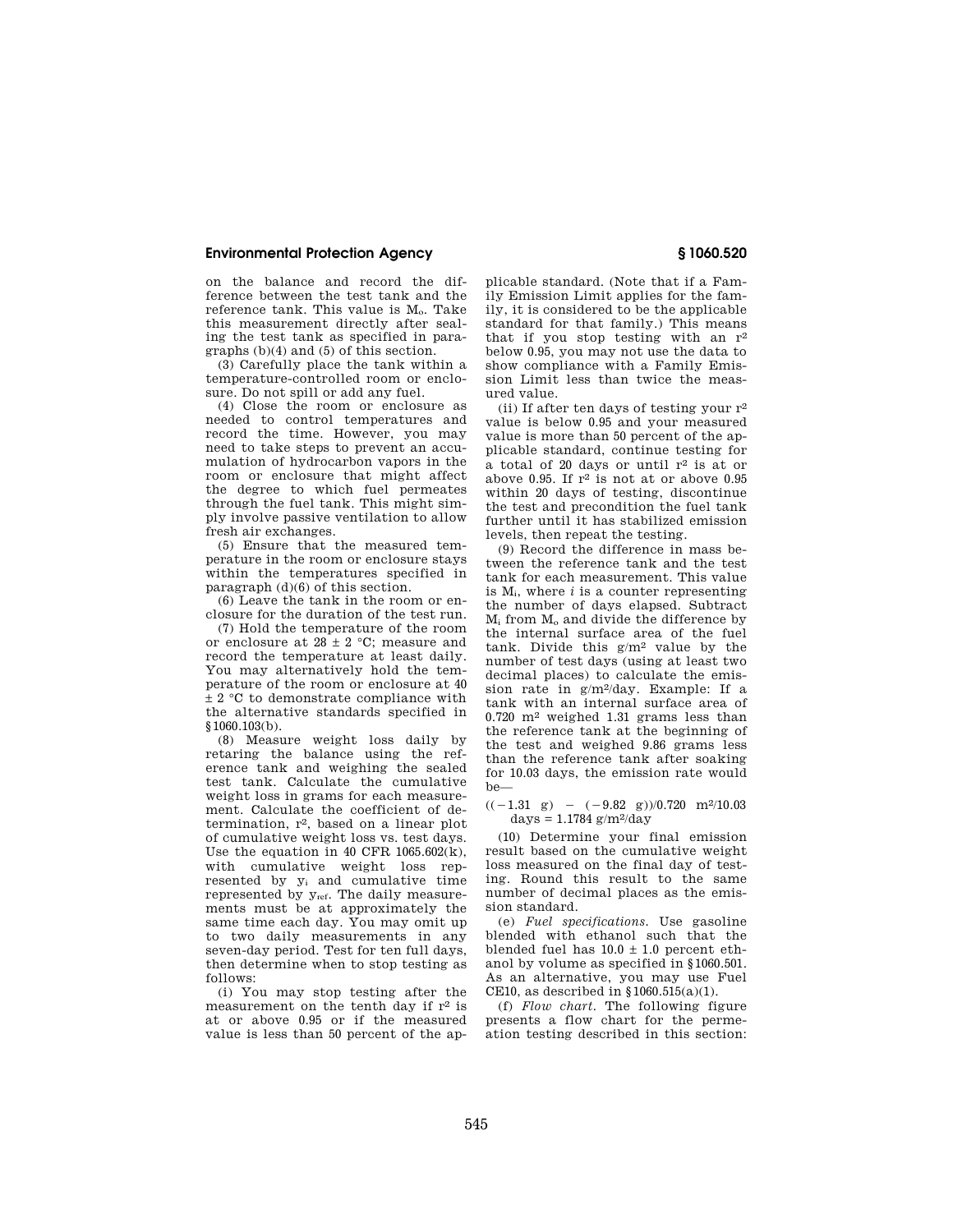on the balance and record the difference between the test tank and the reference tank. This value is $M_o$. Take this measurement directly after sealing the test tank as specified in paragraphs (b)(4) and (5) of this section.

(3) Carefully place the tank within a temperature-controlled room or enclosure. Do not spill or add any fuel.

(4) Close the room or enclosure as needed to control temperatures and record the time. However, you may need to take steps to prevent an accumulation of hydrocarbon vapors in the room or enclosure that might affect the degree to which fuel permeates through the fuel tank. This might simply involve passive ventilation to allow fresh air exchanges.

(5) Ensure that the measured temperature in the room or enclosure stays within the temperatures specified in paragraph (d)(6) of this section.

(6) Leave the tank in the room or enclosure for the duration of the test run.

(7) Hold the temperature of the room or enclosure at 28 ± 2 °C; measure and record the temperature at least daily. You may alternatively hold the temperature of the room or enclosure at 40 ± 2 °C to demonstrate compliance with the alternative standards specified in §1060.103(b).

(8) Measure weight loss daily by retaring the balance using the reference tank and weighing the sealed test tank. Calculate the cumulative weight loss in grams for each measurement. Calculate the coefficient of determination, $r^2$, based on a linear plot of cumulative weight loss vs. test days. Use the equation in 40 CFR 1065.602(k), with cumulative weight loss represented by $y_i$ and cumulative time represented by $y_{ref}$. The daily measurements must be at approximately the same time each day. You may omit up to two daily measurements in any seven-day period. Test for ten full days, then determine when to stop testing as follows:

(i) You may stop testing after the measurement on the tenth day if $r^2$ is at or above 0.95 or if the measured value is less than 50 percent of the applicable standard. (Note that if a Family Emission Limit applies for the family, it is considered to be the applicable standard for that family.) This means that if you stop testing with an $r^2$ below 0.95, you may not use the data to show compliance with a Family Emission Limit less than twice the measured value.

(ii) If after ten days of testing your $r^2$ value is below 0.95 and your measured value is more than 50 percent of the applicable standard, continue testing for a total of 20 days or until $r^2$ is at or above 0.95. If $r^2$ is not at or above 0.95 within 20 days of testing, discontinue the test and precondition the fuel tank further until it has stabilized emission levels, then repeat the testing.

(9) Record the difference in mass between the reference tank and the test tank for each measurement. This value is $M_i$, where *i* is a counter representing the number of days elapsed. Subtract $M_i$ from $M_o$ and divide the difference by the internal surface area of the fuel tank. Divide this g/m² value by the number of test days (using at least two decimal places) to calculate the emission rate in g/m²/day. Example: If a tank with an internal surface area of 0.720 m² weighed 1.31 grams less than the reference tank at the beginning of the test and weighed 9.86 grams less than the reference tank after soaking for 10.03 days, the emission rate would be—

$$((-1.31\ \text{g}) - (-9.82\ \text{g}))/0.720\ \text{m}^2/10.03\ \text{days} = 1.1784\ \text{g/m}^2/\text{day}$$

(10) Determine your final emission result based on the cumulative weight loss measured on the final day of testing. Round this result to the same number of decimal places as the emission standard.

(e) *Fuel specifications*. Use gasoline blended with ethanol such that the blended fuel has 10.0 ± 1.0 percent ethanol by volume as specified in §1060.501. As an alternative, you may use Fuel CE10, as described in §1060.515(a)(1).

(f) *Flow chart*. The following figure presents a flow chart for the permeation testing described in this section: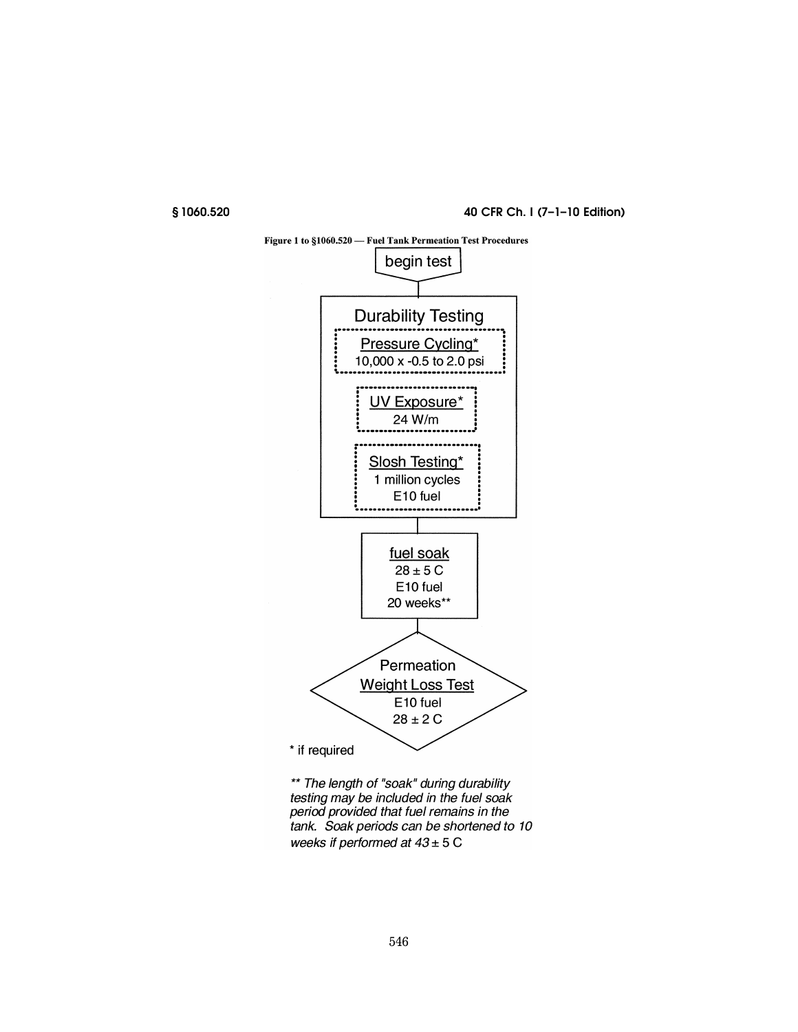Figure 1 to §1060.520 — Fuel Tank Permeation Test Procedures

begin test

**Durability Testing**

- Pressure Cycling*
  10,000 x -0.5 to 2.0 psi
- UV Exposure*
  24 W/m
- Slosh Testing*
  1 million cycles
  E10 fuel

**fuel soak**
28 ± 5 C
E10 fuel
20 weeks**

**Permeation Weight Loss Test**
E10 fuel
28 ± 2 C

\* if required

*** The length of "soak" during durability testing may be included in the fuel soak period provided that fuel remains in the tank. Soak periods can be shortened to 10 weeks if performed at 43 ± 5 C*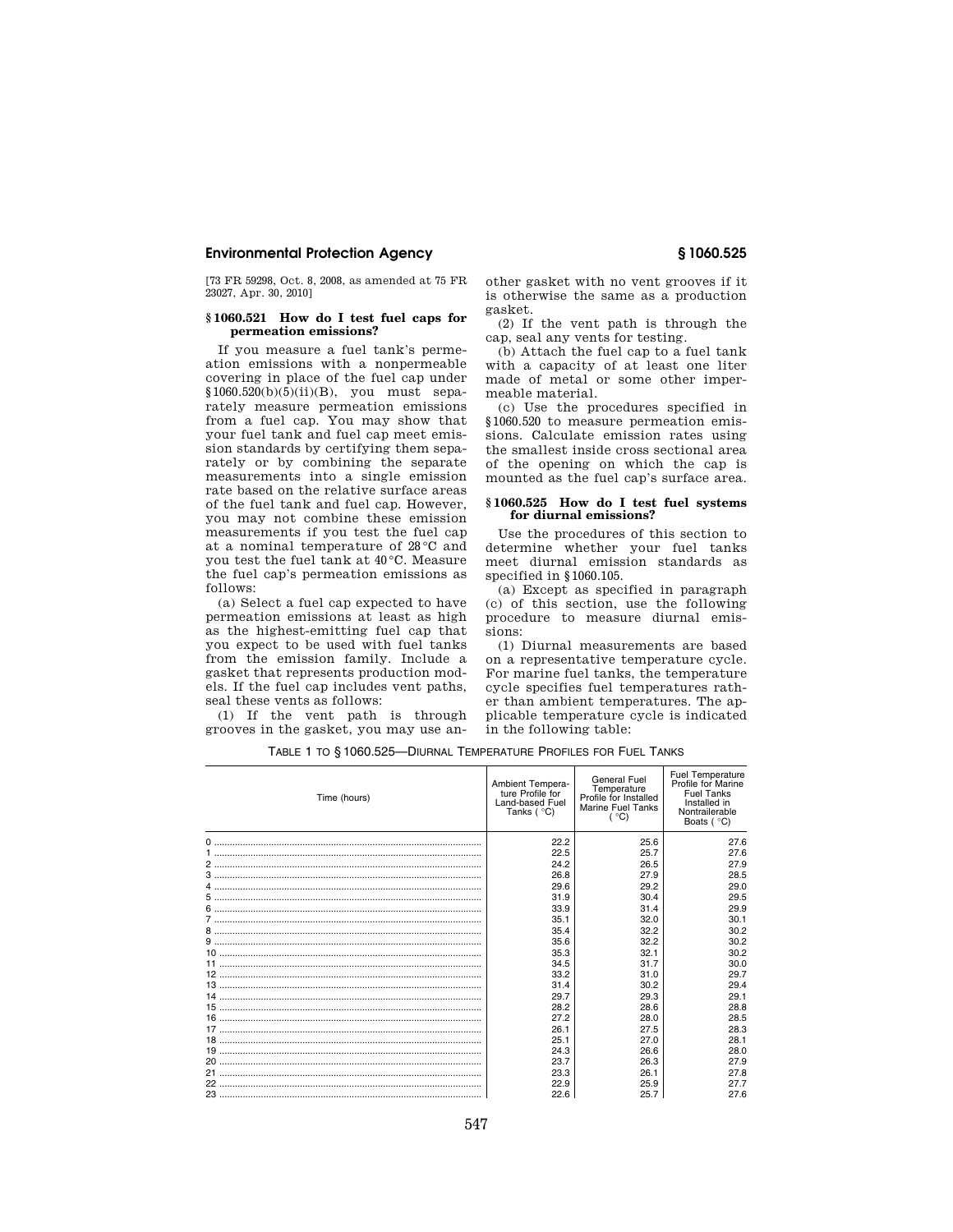[73 FR 59298, Oct. 8, 2008, as amended at 75 FR 23027, Apr. 30, 2010]

### § 1060.521 How do I test fuel caps for permeation emissions?

If you measure a fuel tank's permeation emissions with a nonpermeable covering in place of the fuel cap under §1060.520(b)(5)(ii)(B), you must separately measure permeation emissions from a fuel cap. You may show that your fuel tank and fuel cap meet emission standards by certifying them separately or by combining the separate measurements into a single emission rate based on the relative surface areas of the fuel tank and fuel cap. However, you may not combine these emission measurements if you test the fuel cap at a nominal temperature of 28 °C and you test the fuel tank at 40 °C. Measure the fuel cap's permeation emissions as follows:

(a) Select a fuel cap expected to have permeation emissions at least as high as the highest-emitting fuel cap that you expect to be used with fuel tanks from the emission family. Include a gasket that represents production models. If the fuel cap includes vent paths, seal these vents as follows:

(1) If the vent path is through grooves in the gasket, you may use another gasket with no vent grooves if it is otherwise the same as a production gasket.

(2) If the vent path is through the cap, seal any vents for testing.

(b) Attach the fuel cap to a fuel tank with a capacity of at least one liter made of metal or some other impermeable material.

(c) Use the procedures specified in §1060.520 to measure permeation emissions. Calculate emission rates using the smallest inside cross sectional area of the opening on which the cap is mounted as the fuel cap's surface area.

### § 1060.525 How do I test fuel systems for diurnal emissions?

Use the procedures of this section to determine whether your fuel tanks meet diurnal emission standards as specified in §1060.105.

(a) Except as specified in paragraph (c) of this section, use the following procedure to measure diurnal emissions:

(1) Diurnal measurements are based on a representative temperature cycle. For marine fuel tanks, the temperature cycle specifies fuel temperatures rather than ambient temperatures. The applicable temperature cycle is indicated in the following table:

TABLE 1 TO § 1060.525—DIURNAL TEMPERATURE PROFILES FOR FUEL TANKS

| Time (hours) | Ambient Temperature Profile for Land-based Fuel Tanks (°C) | General Fuel Temperature Profile for Installed Marine Fuel Tanks (°C) | Fuel Temperature Profile for Marine Fuel Tanks Installed in Nontrailerable Boats (°C) |
|---|---|---|---|
| 0 | 22.2 | 25.6 | 27.6 |
| 1 | 22.5 | 25.7 | 27.6 |
| 2 | 24.2 | 26.5 | 27.9 |
| 3 | 26.8 | 27.9 | 28.5 |
| 4 | 29.6 | 29.2 | 29.0 |
| 5 | 31.9 | 30.4 | 29.5 |
| 6 | 33.9 | 31.4 | 29.9 |
| 7 | 35.1 | 32.0 | 30.1 |
| 8 | 35.4 | 32.2 | 30.2 |
| 9 | 35.6 | 32.2 | 30.2 |
| 10 | 35.3 | 32.1 | 30.2 |
| 11 | 34.5 | 31.7 | 30.0 |
| 12 | 33.2 | 31.0 | 29.7 |
| 13 | 31.4 | 30.2 | 29.4 |
| 14 | 29.7 | 29.3 | 29.1 |
| 15 | 28.2 | 28.6 | 28.8 |
| 16 | 27.2 | 28.0 | 28.5 |
| 17 | 26.1 | 27.5 | 28.3 |
| 18 | 25.1 | 27.0 | 28.1 |
| 19 | 24.3 | 26.6 | 28.0 |
| 20 | 23.7 | 26.3 | 27.9 |
| 21 | 23.3 | 26.1 | 27.8 |
| 22 | 22.9 | 25.9 | 27.7 |
| 23 | 22.6 | 25.7 | 27.6 |